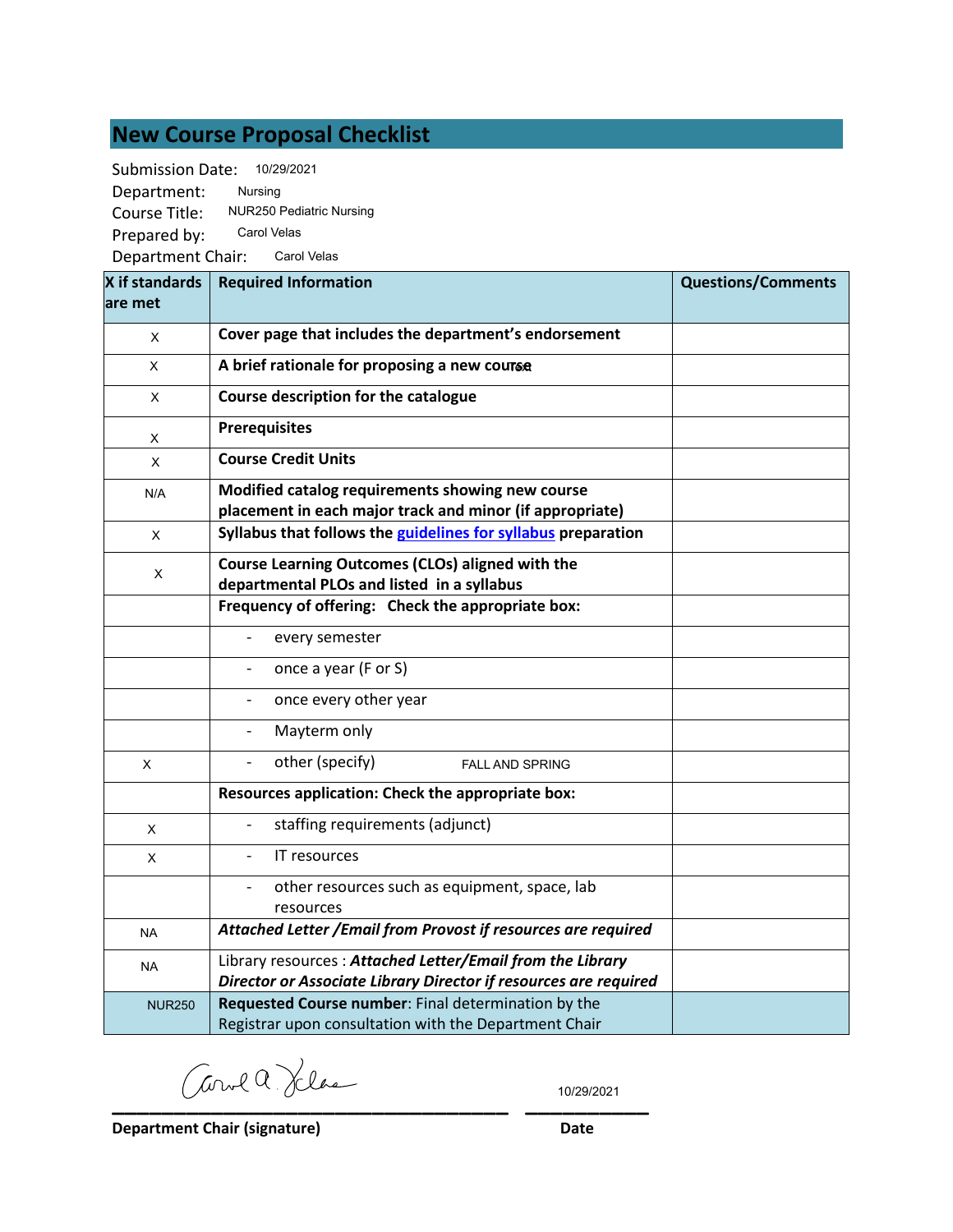# New Course Proposal Checklist

Submission Date: 10/29/2021
Department: Nursing
Course Title: NUR250 Pediatric Nursing
Prepared by: Carol Velas
Department Chair: Carol Velas

| X if standards are met | Required Information | Questions/Comments |
|---|---|---|
| X | **Cover page that includes the department's endorsement** | |
| X | **A brief rationale for proposing a new course** | |
| X | **Course description for the catalogue** | |
| X | **Prerequisites** | |
| X | **Course Credit Units** | |
| N/A | **Modified catalog requirements showing new course placement in each major track and minor (if appropriate)** | |
| X | **Syllabus that follows the guidelines for syllabus preparation** | |
| X | **Course Learning Outcomes (CLOs) aligned with the departmental PLOs and listed in a syllabus** | |
| | **Frequency of offering: Check the appropriate box:** | |
| | - every semester | |
| | - once a year (F or S) | |
| | - once every other year | |
| | - Mayterm only | |
| X | - other (specify) FALL AND SPRING | |
| | **Resources application: Check the appropriate box:** | |
| X | - staffing requirements (adjunct) | |
| X | - IT resources | |
| | - other resources such as equipment, space, lab resources | |
| NA | ***Attached Letter /Email from Provost if resources are required*** | |
| NA | Library resources : ***Attached Letter/Email from the Library Director or Associate Library Director if resources are required*** | |
| NUR250 | **Requested Course number**: Final determination by the Registrar upon consultation with the Department Chair | |

Carol A. Velas
**Department Chair (signature)**

10/29/2021
**Date**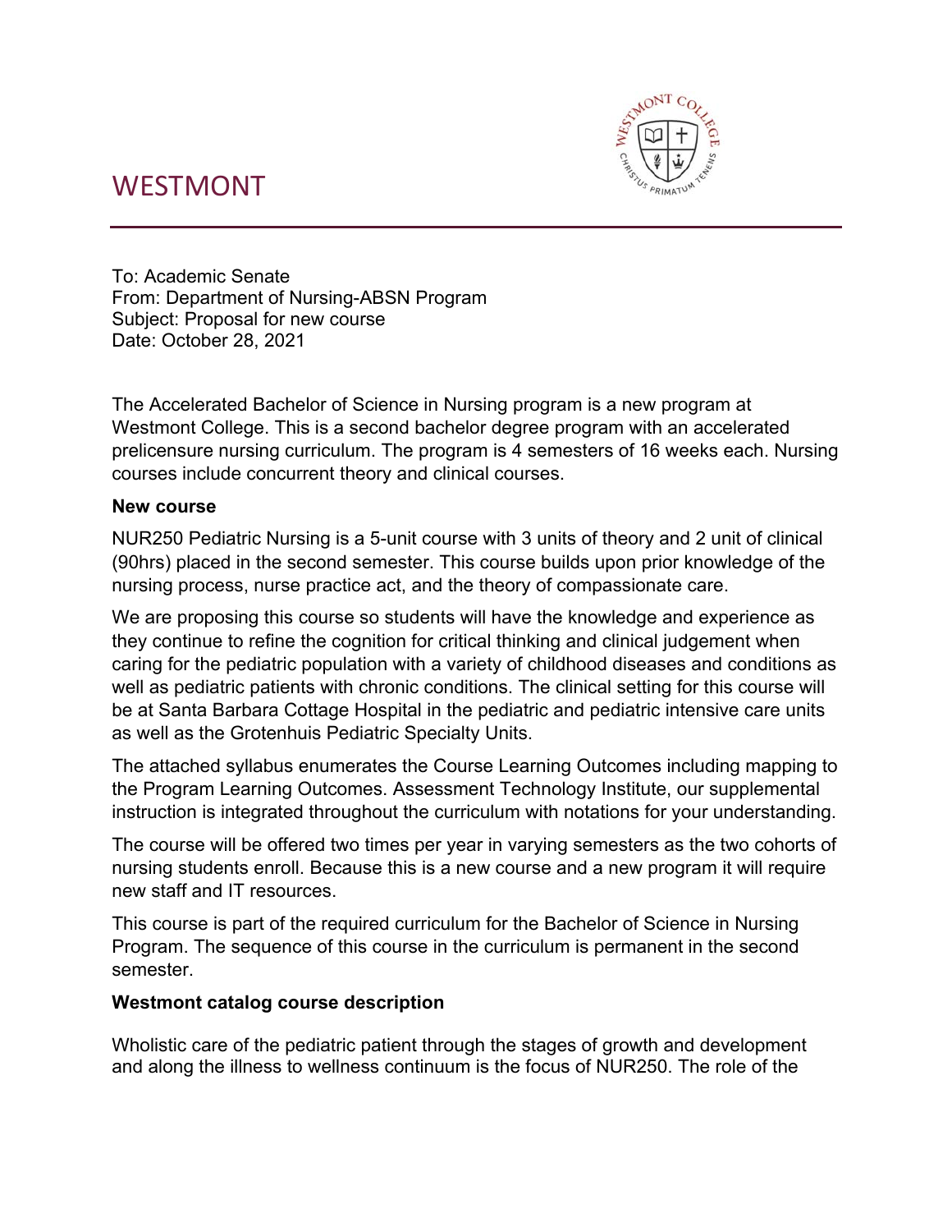# WESTMONT

To: Academic Senate
From: Department of Nursing-ABSN Program
Subject: Proposal for new course
Date: October 28, 2021

The Accelerated Bachelor of Science in Nursing program is a new program at Westmont College. This is a second bachelor degree program with an accelerated prelicensure nursing curriculum. The program is 4 semesters of 16 weeks each. Nursing courses include concurrent theory and clinical courses.

**New course**

NUR250 Pediatric Nursing is a 5-unit course with 3 units of theory and 2 unit of clinical (90hrs) placed in the second semester. This course builds upon prior knowledge of the nursing process, nurse practice act, and the theory of compassionate care.

We are proposing this course so students will have the knowledge and experience as they continue to refine the cognition for critical thinking and clinical judgement when caring for the pediatric population with a variety of childhood diseases and conditions as well as pediatric patients with chronic conditions. The clinical setting for this course will be at Santa Barbara Cottage Hospital in the pediatric and pediatric intensive care units as well as the Grotenhuis Pediatric Specialty Units.

The attached syllabus enumerates the Course Learning Outcomes including mapping to the Program Learning Outcomes. Assessment Technology Institute, our supplemental instruction is integrated throughout the curriculum with notations for your understanding.

The course will be offered two times per year in varying semesters as the two cohorts of nursing students enroll. Because this is a new course and a new program it will require new staff and IT resources.

This course is part of the required curriculum for the Bachelor of Science in Nursing Program. The sequence of this course in the curriculum is permanent in the second semester.

**Westmont catalog course description**

Wholistic care of the pediatric patient through the stages of growth and development and along the illness to wellness continuum is the focus of NUR250. The role of the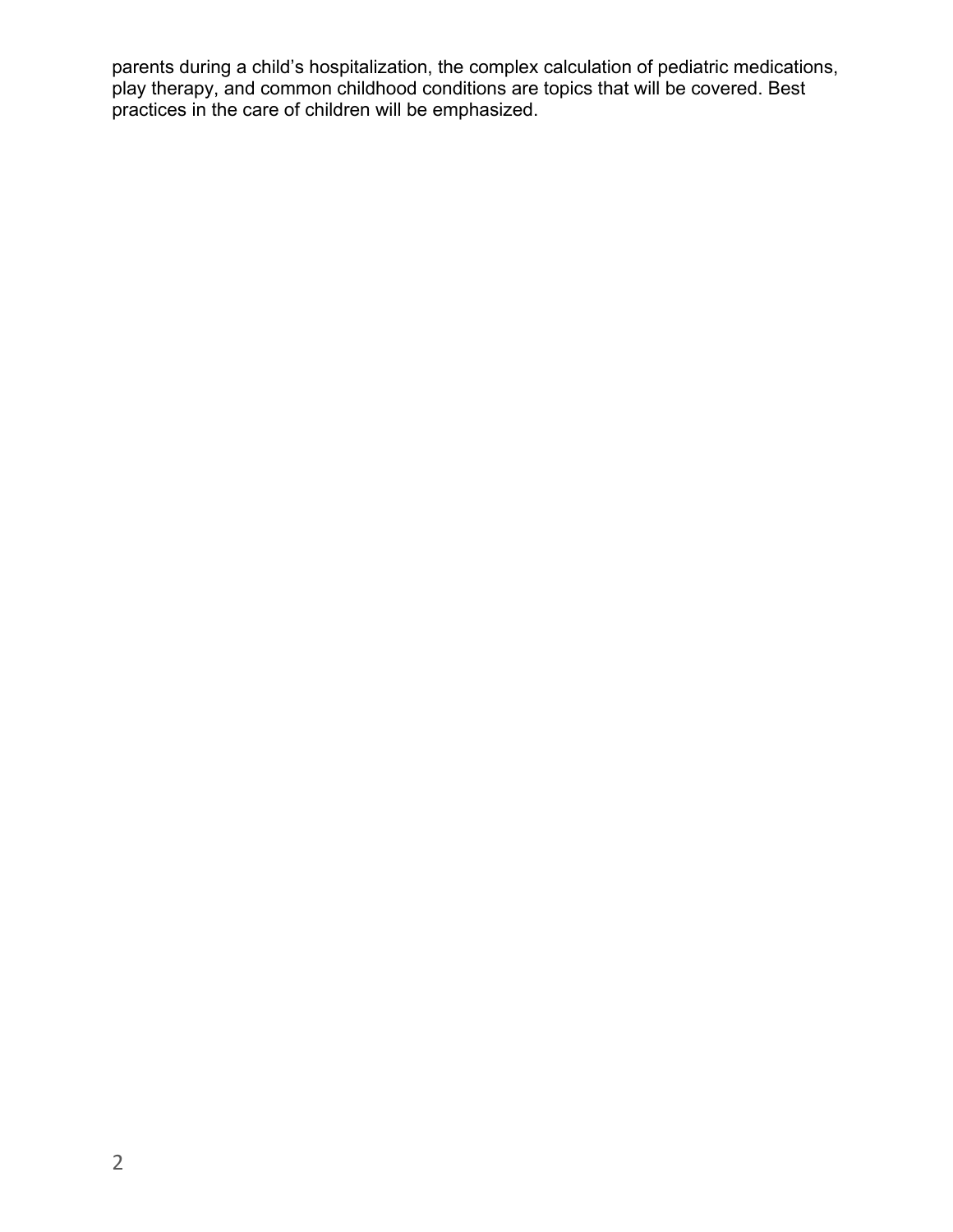parents during a child's hospitalization, the complex calculation of pediatric medications, play therapy, and common childhood conditions are topics that will be covered. Best practices in the care of children will be emphasized.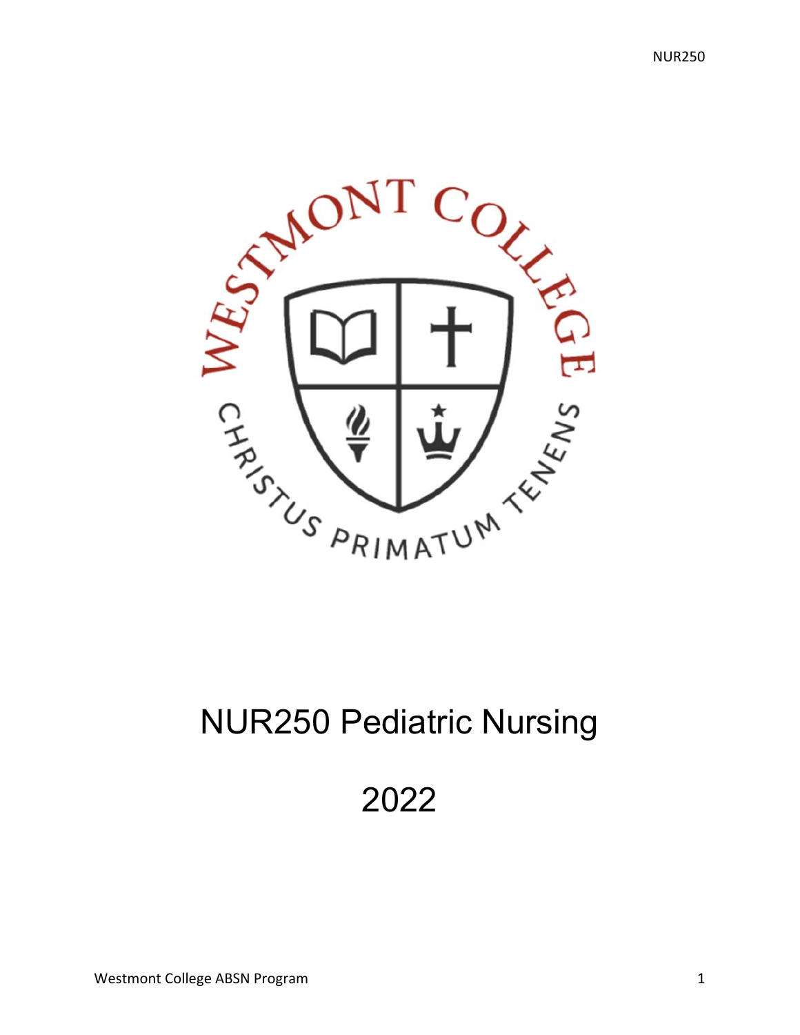# NUR250 Pediatric Nursing

# 2022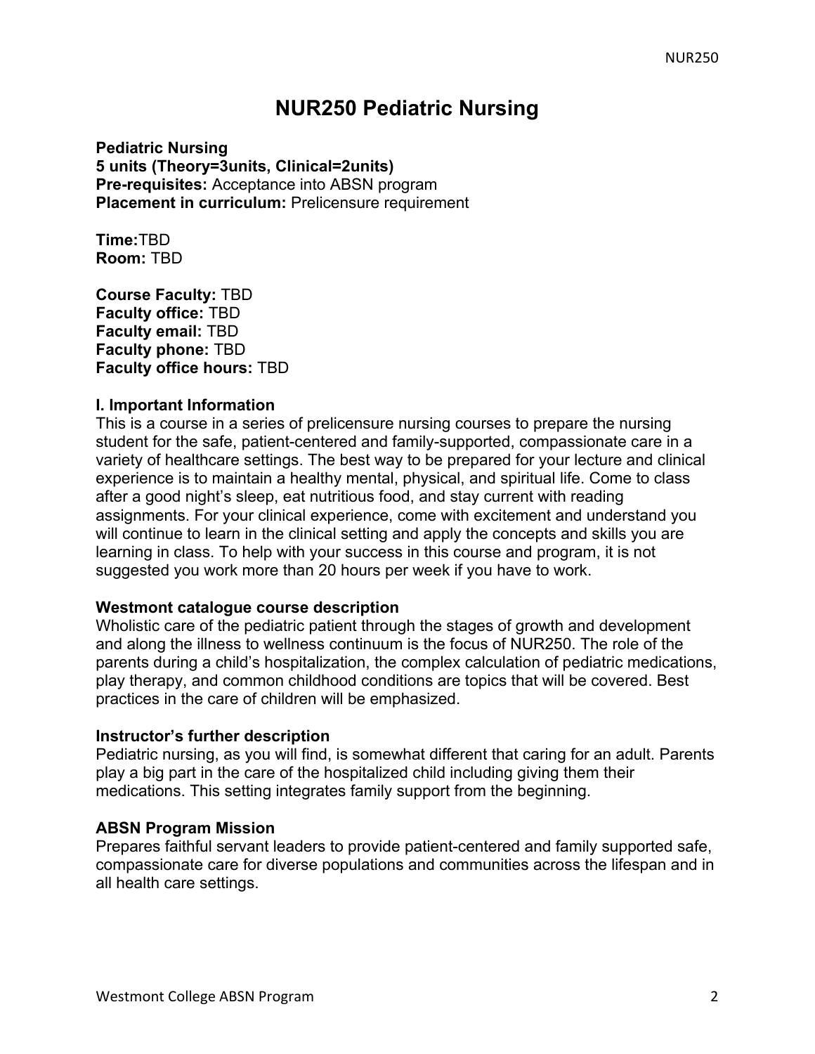# NUR250 Pediatric Nursing

**Pediatric Nursing**
**5 units (Theory=3units, Clinical=2units)**
**Pre-requisites:** Acceptance into ABSN program
**Placement in curriculum:** Prelicensure requirement

**Time:**TBD
**Room:** TBD

**Course Faculty:** TBD
**Faculty office:** TBD
**Faculty email:** TBD
**Faculty phone:** TBD
**Faculty office hours:** TBD

### I. Important Information

This is a course in a series of prelicensure nursing courses to prepare the nursing student for the safe, patient-centered and family-supported, compassionate care in a variety of healthcare settings. The best way to be prepared for your lecture and clinical experience is to maintain a healthy mental, physical, and spiritual life. Come to class after a good night's sleep, eat nutritious food, and stay current with reading assignments. For your clinical experience, come with excitement and understand you will continue to learn in the clinical setting and apply the concepts and skills you are learning in class. To help with your success in this course and program, it is not suggested you work more than 20 hours per week if you have to work.

### Westmont catalogue course description

Wholistic care of the pediatric patient through the stages of growth and development and along the illness to wellness continuum is the focus of NUR250. The role of the parents during a child's hospitalization, the complex calculation of pediatric medications, play therapy, and common childhood conditions are topics that will be covered. Best practices in the care of children will be emphasized.

### Instructor's further description

Pediatric nursing, as you will find, is somewhat different that caring for an adult. Parents play a big part in the care of the hospitalized child including giving them their medications. This setting integrates family support from the beginning.

### ABSN Program Mission

Prepares faithful servant leaders to provide patient-centered and family supported safe, compassionate care for diverse populations and communities across the lifespan and in all health care settings.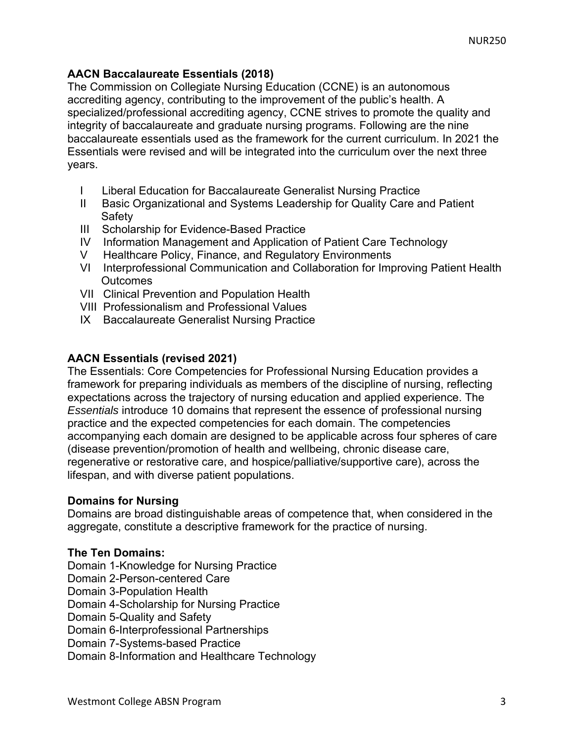### AACN Baccalaureate Essentials (2018)

The Commission on Collegiate Nursing Education (CCNE) is an autonomous accrediting agency, contributing to the improvement of the public's health. A specialized/professional accrediting agency, CCNE strives to promote the quality and integrity of baccalaureate and graduate nursing programs. Following are the nine baccalaureate essentials used as the framework for the current curriculum. In 2021 the Essentials were revised and will be integrated into the curriculum over the next three years.

- I Liberal Education for Baccalaureate Generalist Nursing Practice
- II Basic Organizational and Systems Leadership for Quality Care and Patient Safety
- III Scholarship for Evidence-Based Practice
- IV Information Management and Application of Patient Care Technology
- V Healthcare Policy, Finance, and Regulatory Environments
- VI Interprofessional Communication and Collaboration for Improving Patient Health Outcomes
- VII Clinical Prevention and Population Health
- VIII Professionalism and Professional Values
- IX Baccalaureate Generalist Nursing Practice

### AACN Essentials (revised 2021)

The Essentials: Core Competencies for Professional Nursing Education provides a framework for preparing individuals as members of the discipline of nursing, reflecting expectations across the trajectory of nursing education and applied experience. The *Essentials* introduce 10 domains that represent the essence of professional nursing practice and the expected competencies for each domain. The competencies accompanying each domain are designed to be applicable across four spheres of care (disease prevention/promotion of health and wellbeing, chronic disease care, regenerative or restorative care, and hospice/palliative/supportive care), across the lifespan, and with diverse patient populations.

### Domains for Nursing

Domains are broad distinguishable areas of competence that, when considered in the aggregate, constitute a descriptive framework for the practice of nursing.

### The Ten Domains:

Domain 1-Knowledge for Nursing Practice
Domain 2-Person-centered Care
Domain 3-Population Health
Domain 4-Scholarship for Nursing Practice
Domain 5-Quality and Safety
Domain 6-Interprofessional Partnerships
Domain 7-Systems-based Practice
Domain 8-Information and Healthcare Technology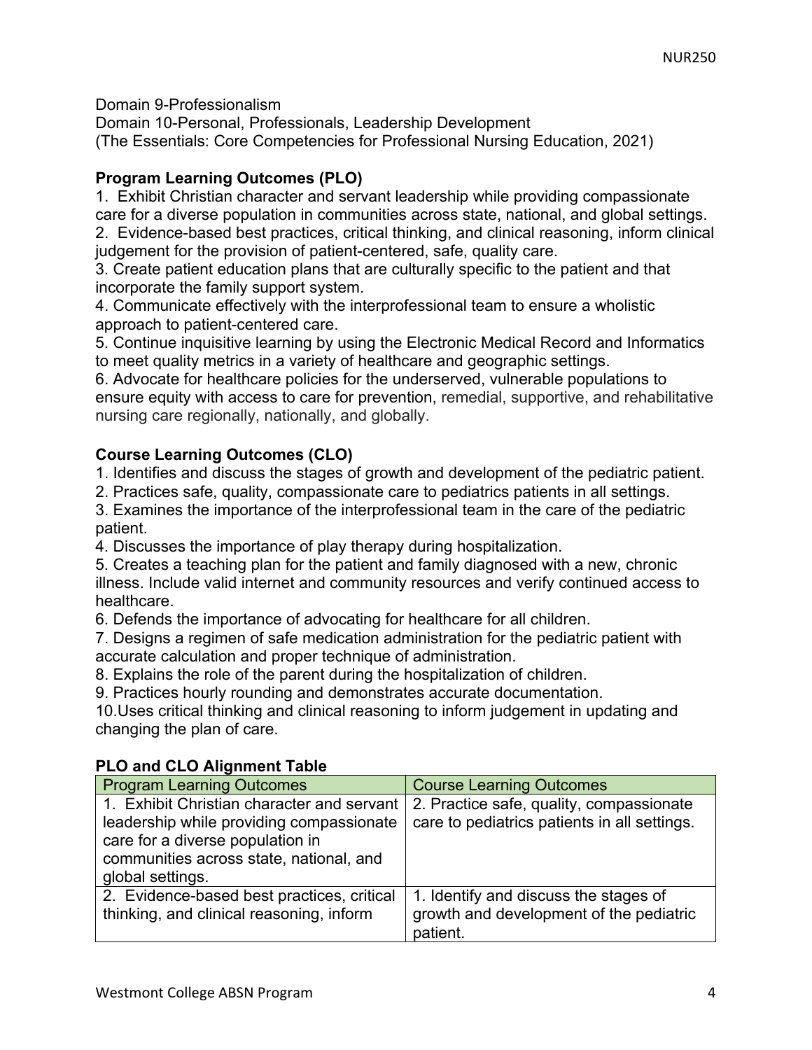Domain 9-Professionalism
Domain 10-Personal, Professionals, Leadership Development
(The Essentials: Core Competencies for Professional Nursing Education, 2021)

**Program Learning Outcomes (PLO)**

1. Exhibit Christian character and servant leadership while providing compassionate care for a diverse population in communities across state, national, and global settings.
2. Evidence-based best practices, critical thinking, and clinical reasoning, inform clinical judgement for the provision of patient-centered, safe, quality care.
3. Create patient education plans that are culturally specific to the patient and that incorporate the family support system.
4. Communicate effectively with the interprofessional team to ensure a wholistic approach to patient-centered care.
5. Continue inquisitive learning by using the Electronic Medical Record and Informatics to meet quality metrics in a variety of healthcare and geographic settings.
6. Advocate for healthcare policies for the underserved, vulnerable populations to ensure equity with access to care for prevention, remedial, supportive, and rehabilitative nursing care regionally, nationally, and globally.

**Course Learning Outcomes (CLO)**

1. Identifies and discuss the stages of growth and development of the pediatric patient.
2. Practices safe, quality, compassionate care to pediatrics patients in all settings.
3. Examines the importance of the interprofessional team in the care of the pediatric patient.
4. Discusses the importance of play therapy during hospitalization.
5. Creates a teaching plan for the patient and family diagnosed with a new, chronic illness. Include valid internet and community resources and verify continued access to healthcare.
6. Defends the importance of advocating for healthcare for all children.
7. Designs a regimen of safe medication administration for the pediatric patient with accurate calculation and proper technique of administration.
8. Explains the role of the parent during the hospitalization of children.
9. Practices hourly rounding and demonstrates accurate documentation.
10. Uses critical thinking and clinical reasoning to inform judgement in updating and changing the plan of care.

**PLO and CLO Alignment Table**

| Program Learning Outcomes | Course Learning Outcomes |
| --- | --- |
| 1. Exhibit Christian character and servant leadership while providing compassionate care for a diverse population in communities across state, national, and global settings. | 2. Practice safe, quality, compassionate care to pediatrics patients in all settings. |
| 2. Evidence-based best practices, critical thinking, and clinical reasoning, inform | 1. Identify and discuss the stages of growth and development of the pediatric patient. |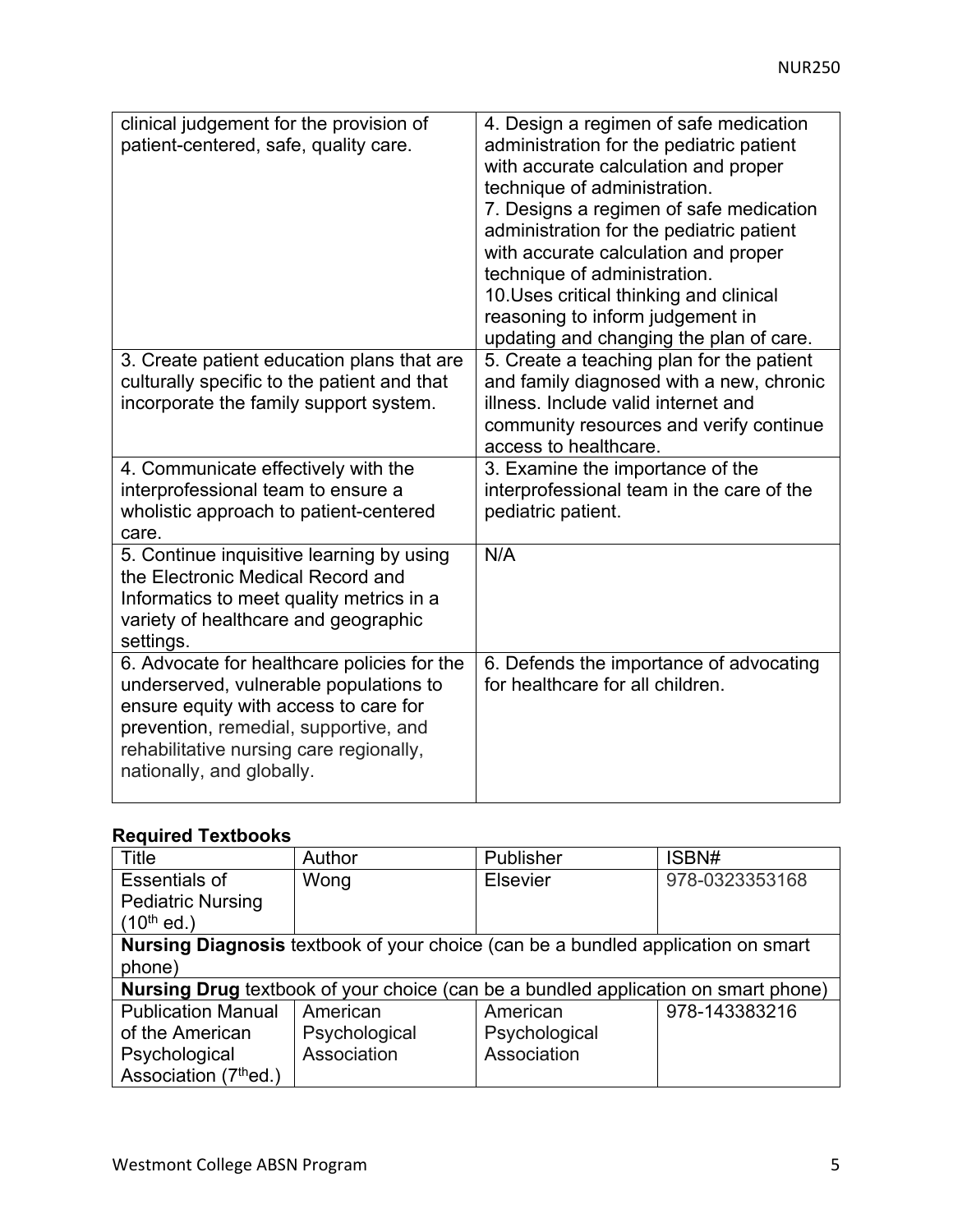| | |
|---|---|
| clinical judgement for the provision of patient-centered, safe, quality care. | 4. Design a regimen of safe medication administration for the pediatric patient with accurate calculation and proper technique of administration.<br>7. Designs a regimen of safe medication administration for the pediatric patient with accurate calculation and proper technique of administration.<br>10.Uses critical thinking and clinical reasoning to inform judgement in updating and changing the plan of care. |
| 3. Create patient education plans that are culturally specific to the patient and that incorporate the family support system. | 5. Create a teaching plan for the patient and family diagnosed with a new, chronic illness. Include valid internet and community resources and verify continue access to healthcare. |
| 4. Communicate effectively with the interprofessional team to ensure a wholistic approach to patient-centered care. | 3. Examine the importance of the interprofessional team in the care of the pediatric patient. |
| 5. Continue inquisitive learning by using the Electronic Medical Record and Informatics to meet quality metrics in a variety of healthcare and geographic settings. | N/A |
| 6. Advocate for healthcare policies for the underserved, vulnerable populations to ensure equity with access to care for prevention, remedial, supportive, and rehabilitative nursing care regionally, nationally, and globally. | 6. Defends the importance of advocating for healthcare for all children. |

**Required Textbooks**

| Title | Author | Publisher | ISBN# |
|---|---|---|---|
| Essentials of Pediatric Nursing (10th ed.) | Wong | Elsevier | 978-0323353168 |
| **Nursing Diagnosis** textbook of your choice (can be a bundled application on smart phone) | | | |
| **Nursing Drug** textbook of your choice (can be a bundled application on smart phone) | | | |
| Publication Manual of the American Psychological Association (7thed.) | American Psychological Association | American Psychological Association | 978-143383216 |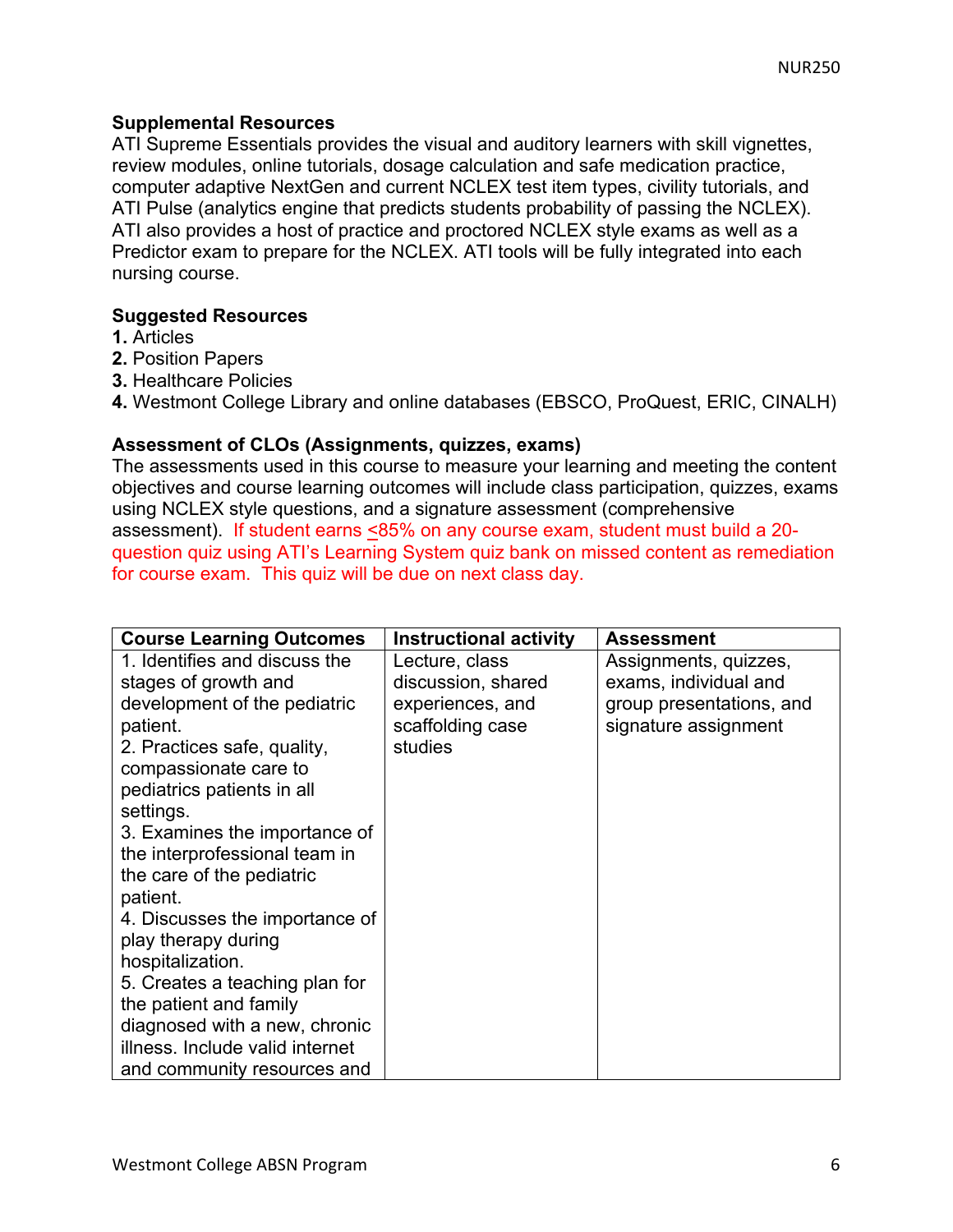**Supplemental Resources**
ATI Supreme Essentials provides the visual and auditory learners with skill vignettes, review modules, online tutorials, dosage calculation and safe medication practice, computer adaptive NextGen and current NCLEX test item types, civility tutorials, and ATI Pulse (analytics engine that predicts students probability of passing the NCLEX). ATI also provides a host of practice and proctored NCLEX style exams as well as a Predictor exam to prepare for the NCLEX. ATI tools will be fully integrated into each nursing course.

**Suggested Resources**

**1.** Articles
**2.** Position Papers
**3.** Healthcare Policies
**4.** Westmont College Library and online databases (EBSCO, ProQuest, ERIC, CINALH)

**Assessment of CLOs (Assignments, quizzes, exams)**
The assessments used in this course to measure your learning and meeting the content objectives and course learning outcomes will include class participation, quizzes, exams using NCLEX style questions, and a signature assessment (comprehensive assessment). If student earns ≤85% on any course exam, student must build a 20-question quiz using ATI's Learning System quiz bank on missed content as remediation for course exam. This quiz will be due on next class day.

| Course Learning Outcomes | Instructional activity | Assessment |
|---|---|---|
| 1. Identifies and discuss the stages of growth and development of the pediatric patient.<br>2. Practices safe, quality, compassionate care to pediatrics patients in all settings.<br>3. Examines the importance of the interprofessional team in the care of the pediatric patient.<br>4. Discusses the importance of play therapy during hospitalization.<br>5. Creates a teaching plan for the patient and family diagnosed with a new, chronic illness. Include valid internet and community resources and | Lecture, class discussion, shared experiences, and scaffolding case studies | Assignments, quizzes, exams, individual and group presentations, and signature assignment |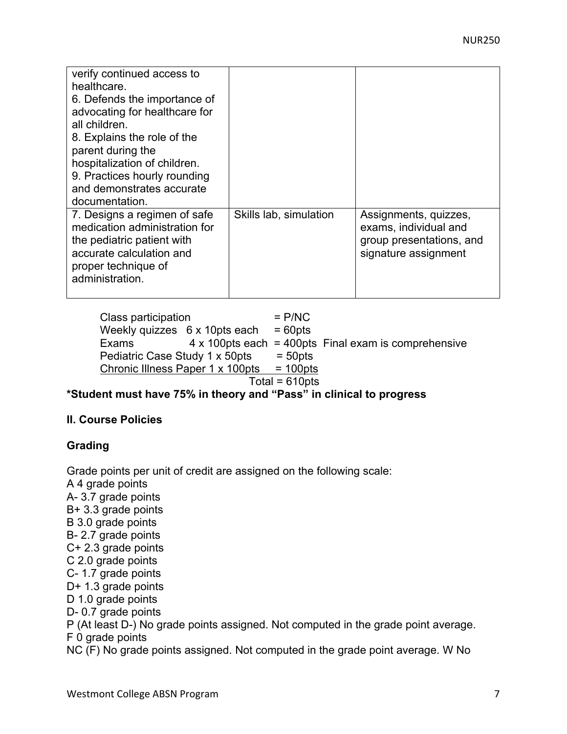| | | |
|---|---|---|
| verify continued access to healthcare.<br>6. Defends the importance of advocating for healthcare for all children.<br>8. Explains the role of the parent during the hospitalization of children.<br>9. Practices hourly rounding and demonstrates accurate documentation. | | |
| 7. Designs a regimen of safe medication administration for the pediatric patient with accurate calculation and proper technique of administration. | Skills lab, simulation | Assignments, quizzes, exams, individual and group presentations, and signature assignment |

Class participation = P/NC
Weekly quizzes 6 x 10pts each = 60pts
Exams 4 x 100pts each = 400pts Final exam is comprehensive
Pediatric Case Study 1 x 50pts = 50pts
Chronic Illness Paper 1 x 100pts = 100pts
Total = 610pts

**\*Student must have 75% in theory and "Pass" in clinical to progress**

## II. Course Policies

### Grading

Grade points per unit of credit are assigned on the following scale:

A 4 grade points
A- 3.7 grade points
B+ 3.3 grade points
B 3.0 grade points
B- 2.7 grade points
C+ 2.3 grade points
C 2.0 grade points
C- 1.7 grade points
D+ 1.3 grade points
D 1.0 grade points
D- 0.7 grade points
P (At least D-) No grade points assigned. Not computed in the grade point average.
F 0 grade points
NC (F) No grade points assigned. Not computed in the grade point average. W No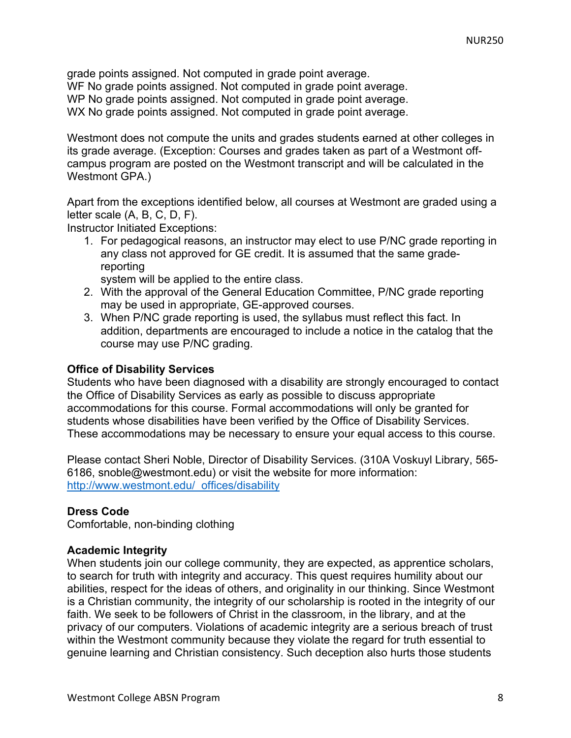grade points assigned. Not computed in grade point average.
WF No grade points assigned. Not computed in grade point average.
WP No grade points assigned. Not computed in grade point average.
WX No grade points assigned. Not computed in grade point average.

Westmont does not compute the units and grades students earned at other colleges in its grade average. (Exception: Courses and grades taken as part of a Westmont off-campus program are posted on the Westmont transcript and will be calculated in the Westmont GPA.)

Apart from the exceptions identified below, all courses at Westmont are graded using a letter scale (A, B, C, D, F).
Instructor Initiated Exceptions:

1. For pedagogical reasons, an instructor may elect to use P/NC grade reporting in any class not approved for GE credit. It is assumed that the same grade-reporting system will be applied to the entire class.
2. With the approval of the General Education Committee, P/NC grade reporting may be used in appropriate, GE-approved courses.
3. When P/NC grade reporting is used, the syllabus must reflect this fact. In addition, departments are encouraged to include a notice in the catalog that the course may use P/NC grading.

**Office of Disability Services**
Students who have been diagnosed with a disability are strongly encouraged to contact the Office of Disability Services as early as possible to discuss appropriate accommodations for this course. Formal accommodations will only be granted for students whose disabilities have been verified by the Office of Disability Services. These accommodations may be necessary to ensure your equal access to this course.

Please contact Sheri Noble, Director of Disability Services. (310A Voskuyl Library, 565-6186, snoble@westmont.edu) or visit the website for more information: http://www.westmont.edu/_offices/disability

**Dress Code**
Comfortable, non-binding clothing

**Academic Integrity**
When students join our college community, they are expected, as apprentice scholars, to search for truth with integrity and accuracy. This quest requires humility about our abilities, respect for the ideas of others, and originality in our thinking. Since Westmont is a Christian community, the integrity of our scholarship is rooted in the integrity of our faith. We seek to be followers of Christ in the classroom, in the library, and at the privacy of our computers. Violations of academic integrity are a serious breach of trust within the Westmont community because they violate the regard for truth essential to genuine learning and Christian consistency. Such deception also hurts those students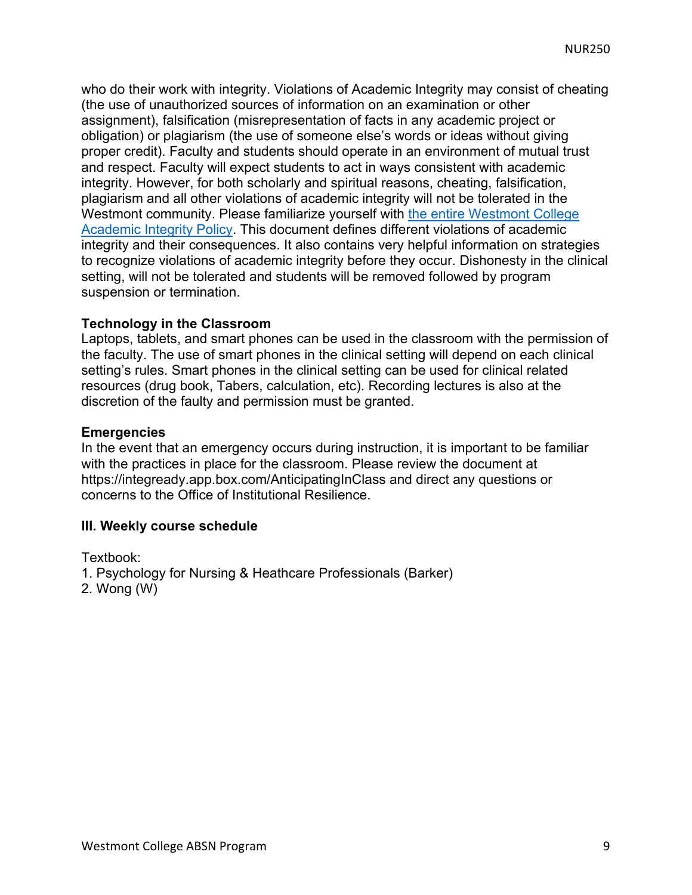who do their work with integrity. Violations of Academic Integrity may consist of cheating (the use of unauthorized sources of information on an examination or other assignment), falsification (misrepresentation of facts in any academic project or obligation) or plagiarism (the use of someone else's words or ideas without giving proper credit). Faculty and students should operate in an environment of mutual trust and respect. Faculty will expect students to act in ways consistent with academic integrity. However, for both scholarly and spiritual reasons, cheating, falsification, plagiarism and all other violations of academic integrity will not be tolerated in the Westmont community. Please familiarize yourself with the entire Westmont College Academic Integrity Policy. This document defines different violations of academic integrity and their consequences. It also contains very helpful information on strategies to recognize violations of academic integrity before they occur. Dishonesty in the clinical setting, will not be tolerated and students will be removed followed by program suspension or termination.

**Technology in the Classroom**

Laptops, tablets, and smart phones can be used in the classroom with the permission of the faculty. The use of smart phones in the clinical setting will depend on each clinical setting's rules. Smart phones in the clinical setting can be used for clinical related resources (drug book, Tabers, calculation, etc). Recording lectures is also at the discretion of the faulty and permission must be granted.

**Emergencies**

In the event that an emergency occurs during instruction, it is important to be familiar with the practices in place for the classroom. Please review the document at https://integready.app.box.com/AnticipatingInClass and direct any questions or concerns to the Office of Institutional Resilience.

## III. Weekly course schedule

Textbook:
1. Psychology for Nursing & Heathcare Professionals (Barker)
2. Wong (W)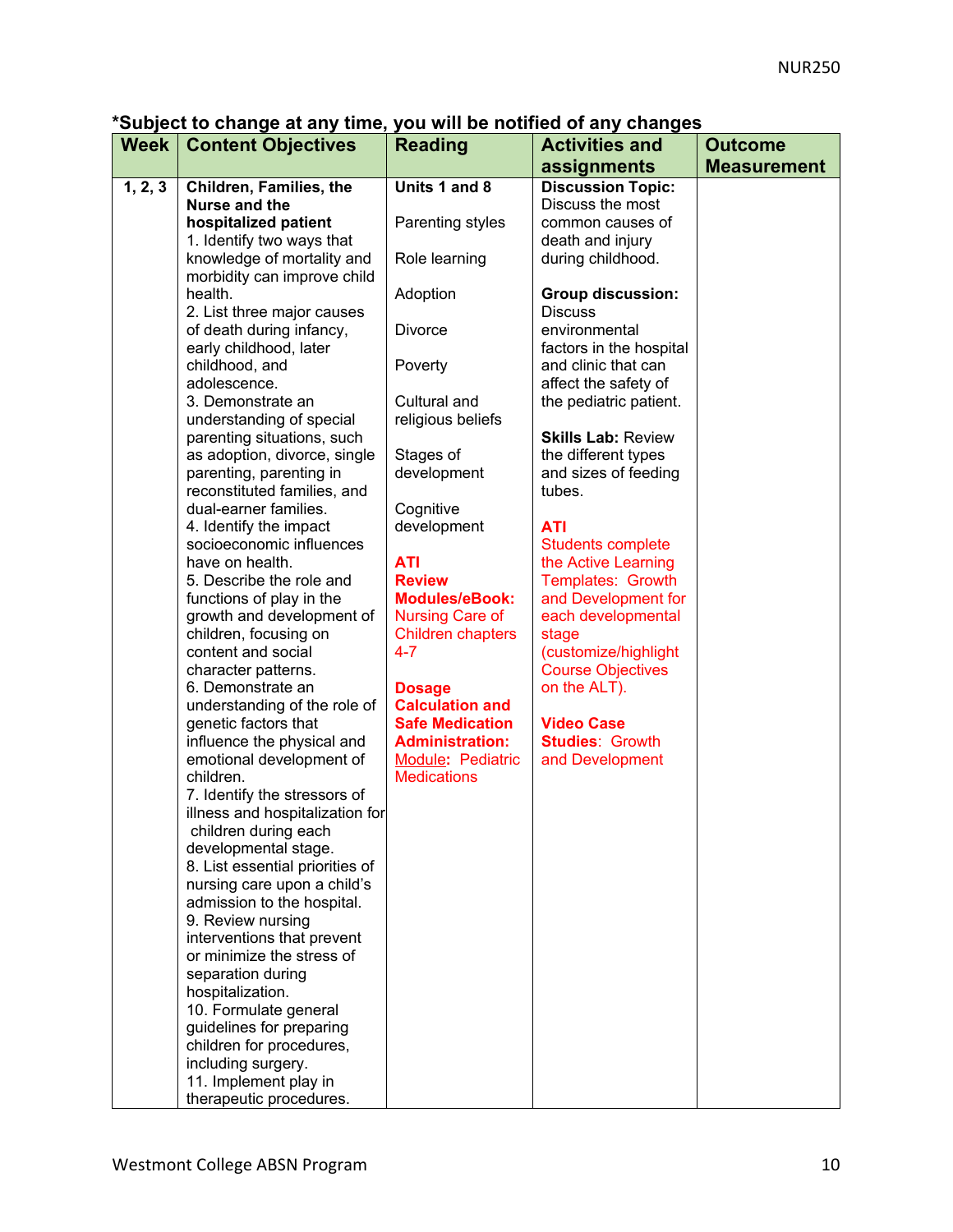**\*Subject to change at any time, you will be notified of any changes**

| Week | Content Objectives | Reading | Activities and assignments | Outcome Measurement |
|---|---|---|---|---|
| 1, 2, 3 | **Children, Families, the Nurse and the hospitalized patient**<br>1. Identify two ways that knowledge of mortality and morbidity can improve child health.<br>2. List three major causes of death during infancy, early childhood, later childhood, and adolescence.<br>3. Demonstrate an understanding of special parenting situations, such as adoption, divorce, single parenting, parenting in reconstituted families, and dual-earner families.<br>4. Identify the impact socioeconomic influences have on health.<br>5. Describe the role and functions of play in the growth and development of children, focusing on content and social character patterns.<br>6. Demonstrate an understanding of the role of genetic factors that influence the physical and emotional development of children.<br>7. Identify the stressors of illness and hospitalization for children during each developmental stage.<br>8. List essential priorities of nursing care upon a child's admission to the hospital.<br>9. Review nursing interventions that prevent or minimize the stress of separation during hospitalization.<br>10. Formulate general guidelines for preparing children for procedures, including surgery.<br>11. Implement play in therapeutic procedures. | **Units 1 and 8**<br><br>Parenting styles<br><br>Role learning<br><br>Adoption<br><br>Divorce<br><br>Poverty<br><br>Cultural and religious beliefs<br><br>Stages of development<br><br>Cognitive development<br><br>**ATI Review Modules/eBook:** Nursing Care of Children chapters 4-7<br><br>**Dosage Calculation and Safe Medication Administration:** Module**:** Pediatric Medications | **Discussion Topic:** Discuss the most common causes of death and injury during childhood.<br><br>**Group discussion:** Discuss environmental factors in the hospital and clinic that can affect the safety of the pediatric patient.<br><br>**Skills Lab:** Review the different types and sizes of feeding tubes.<br><br>**ATI**<br>Students complete the Active Learning Templates: Growth and Development for each developmental stage (customize/highlight Course Objectives on the ALT).<br><br>**Video Case Studies**: Growth and Development | |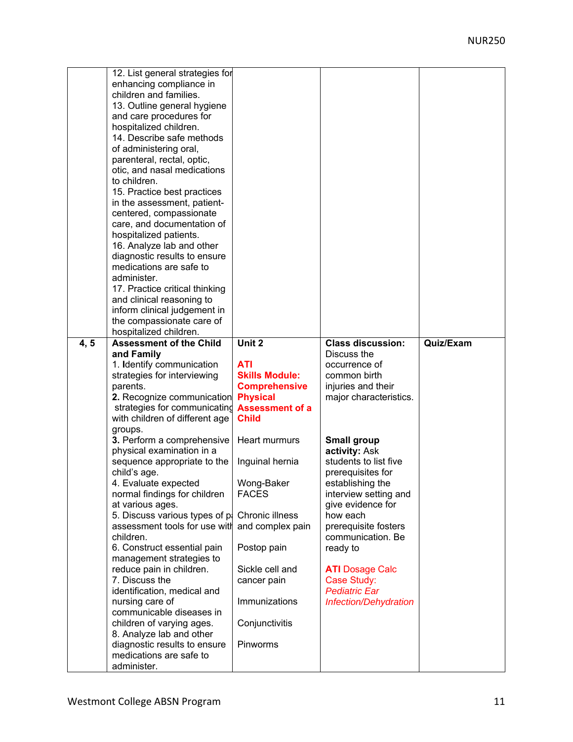| | | | | |
|---|---|---|---|---|
| | 12. List general strategies for enhancing compliance in children and families.<br>13. Outline general hygiene and care procedures for hospitalized children.<br>14. Describe safe methods of administering oral, parenteral, rectal, optic, otic, and nasal medications to children.<br>15. Practice best practices in the assessment, patient-centered, compassionate care, and documentation of hospitalized patients.<br>16. Analyze lab and other diagnostic results to ensure medications are safe to administer.<br>17. Practice critical thinking and clinical reasoning to inform clinical judgement in the compassionate care of hospitalized children. | | | |
| **4, 5** | **Assessment of the Child and Family**<br>1. **I**dentify communication strategies for interviewing parents.<br>**2.** Recognize communication strategies for communicating with children of different age groups.<br>**3.** Perform a comprehensive physical examination in a sequence appropriate to the child's age.<br>4. Evaluate expected normal findings for children at various ages.<br>5. Discuss various types of pain assessment tools for use with children.<br>6. Construct essential pain management strategies to reduce pain in children.<br>7. Discuss the identification, medical and nursing care of communicable diseases in children of varying ages.<br>8. Analyze lab and other diagnostic results to ensure medications are safe to administer. | **Unit 2**<br><br>**ATI**<br>**Skills Module: Comprehensive Physical Assessment of a Child**<br><br>Heart murmurs<br><br>Inguinal hernia<br><br>Wong-Baker FACES<br><br>Chronic illness and complex pain<br><br>Postop pain<br><br>Sickle cell and cancer pain<br><br>Immunizations<br><br>Conjunctivitis<br><br>Pinworms | **Class discussion:** Discuss the occurrence of common birth injuries and their major characteristics.<br><br>**Small group activity:** Ask students to list five prerequisites for establishing the interview setting and give evidence for how each prerequisite fosters communication. Be ready to<br><br>**ATI** Dosage Calc Case Study: *Pediatric Ear Infection/Dehydration* | **Quiz/Exam** |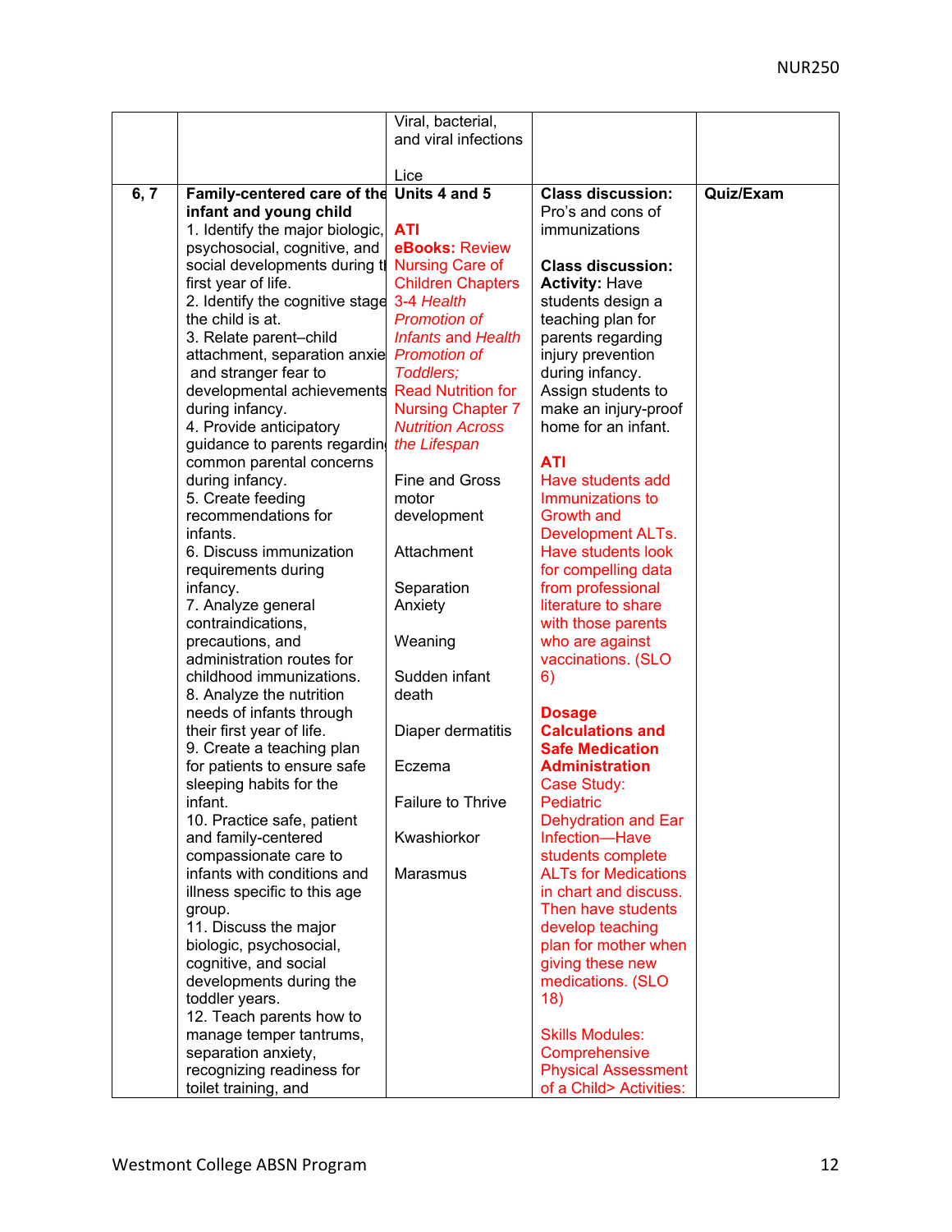| | | Viral, bacterial, and viral infections<br><br>Lice | | |
|---|---|---|---|---|
| 6, 7 | **Family-centered care of the infant and young child**<br>1. Identify the major biologic, psychosocial, cognitive, and social developments during the first year of life.<br>2. Identify the cognitive stage the child is at.<br>3. Relate parent–child attachment, separation anxiety and stranger fear to developmental achievements during infancy.<br>4. Provide anticipatory guidance to parents regarding common parental concerns during infancy.<br>5. Create feeding recommendations for infants.<br>6. Discuss immunization requirements during infancy.<br>7. Analyze general contraindications, precautions, and administration routes for childhood immunizations.<br>8. Analyze the nutrition needs of infants through their first year of life.<br>9. Create a teaching plan for patients to ensure safe sleeping habits for the infant.<br>10. Practice safe, patient and family-centered compassionate care to infants with conditions and illness specific to this age group.<br>11. Discuss the major biologic, psychosocial, cognitive, and social developments during the toddler years.<br>12. Teach parents how to manage temper tantrums, separation anxiety, recognizing readiness for toilet training, and | **Units 4 and 5**<br><br>**ATI**<br>**eBooks:** Review Nursing Care of Children Chapters 3-4 *Health Promotion of Infants and Health Promotion of Toddlers;* Read Nutrition for Nursing Chapter 7 *Nutrition Across the Lifespan*<br><br>Fine and Gross motor development<br><br>Attachment<br><br>Separation Anxiety<br><br>Weaning<br><br>Sudden infant death<br><br>Diaper dermatitis<br><br>Eczema<br><br>Failure to Thrive<br><br>Kwashiorkor<br><br>Marasmus | **Class discussion:** Pro's and cons of immunizations<br><br>**Class discussion: Activity:** Have students design a teaching plan for parents regarding injury prevention during infancy. Assign students to make an injury-proof home for an infant.<br><br>**ATI**<br>Have students add Immunizations to Growth and Development ALTs. Have students look for compelling data from professional literature to share with those parents who are against vaccinations. (SLO 6)<br><br>**Dosage Calculations and Safe Medication Administration**<br>Case Study: Pediatric Dehydration and Ear Infection—Have students complete ALTs for Medications in chart and discuss. Then have students develop teaching plan for mother when giving these new medications. (SLO 18)<br><br>Skills Modules: Comprehensive Physical Assessment of a Child> Activities: | **Quiz/Exam** |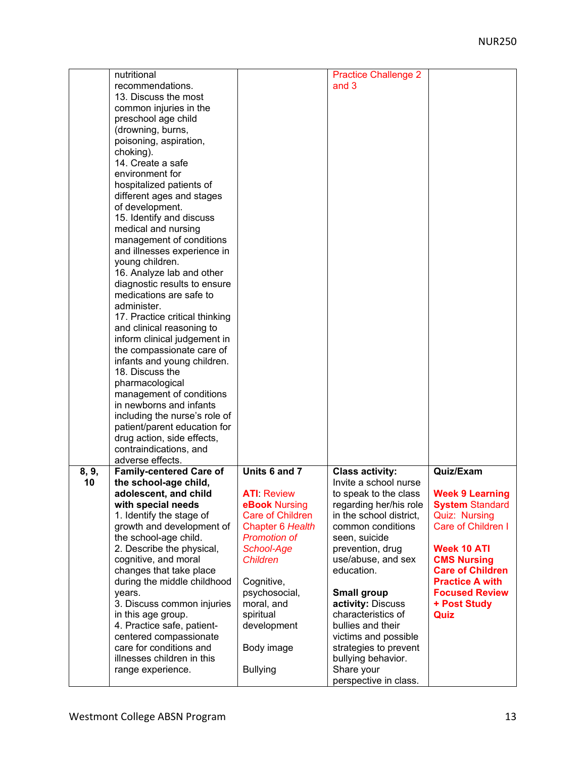| | | | | |
|---|---|---|---|---|
| | nutritional recommendations.<br>13. Discuss the most common injuries in the preschool age child (drowning, burns, poisoning, aspiration, choking).<br>14. Create a safe environment for hospitalized patients of different ages and stages of development.<br>15. Identify and discuss medical and nursing management of conditions and illnesses experience in young children.<br>16. Analyze lab and other diagnostic results to ensure medications are safe to administer.<br>17. Practice critical thinking and clinical reasoning to inform clinical judgement in the compassionate care of infants and young children.<br>18. Discuss the pharmacological management of conditions in newborns and infants including the nurse's role of patient/parent education for drug action, side effects, contraindications, and adverse effects. | | Practice Challenge 2 and 3 | |
| **8, 9, 10** | **Family-centered Care of the school-age child, adolescent, and child with special needs**<br>1. Identify the stage of growth and development of the school-age child.<br>2. Describe the physical, cognitive, and moral changes that take place during the middle childhood years.<br>3. Discuss common injuries in this age group.<br>4. Practice safe, patient-centered compassionate care for conditions and illnesses children in this range experience. | **Units 6 and 7**<br><br>**ATI**: Review **eBook** Nursing Care of Children Chapter 6 *Health Promotion of School-Age Children*<br><br>Cognitive, psychosocial, moral, and spiritual development<br><br>Body image<br><br>Bullying | **Class activity:** Invite a school nurse to speak to the class regarding her/his role in the school district, common conditions seen, suicide prevention, drug use/abuse, and sex education.<br><br>**Small group activity:** Discuss characteristics of bullies and their victims and possible strategies to prevent bullying behavior. Share your perspective in class. | **Quiz/Exam**<br><br>**Week 9 Learning System** Standard Quiz: Nursing Care of Children I<br><br>**Week 10 ATI CMS Nursing Care of Children Practice A with Focused Review + Post Study Quiz** |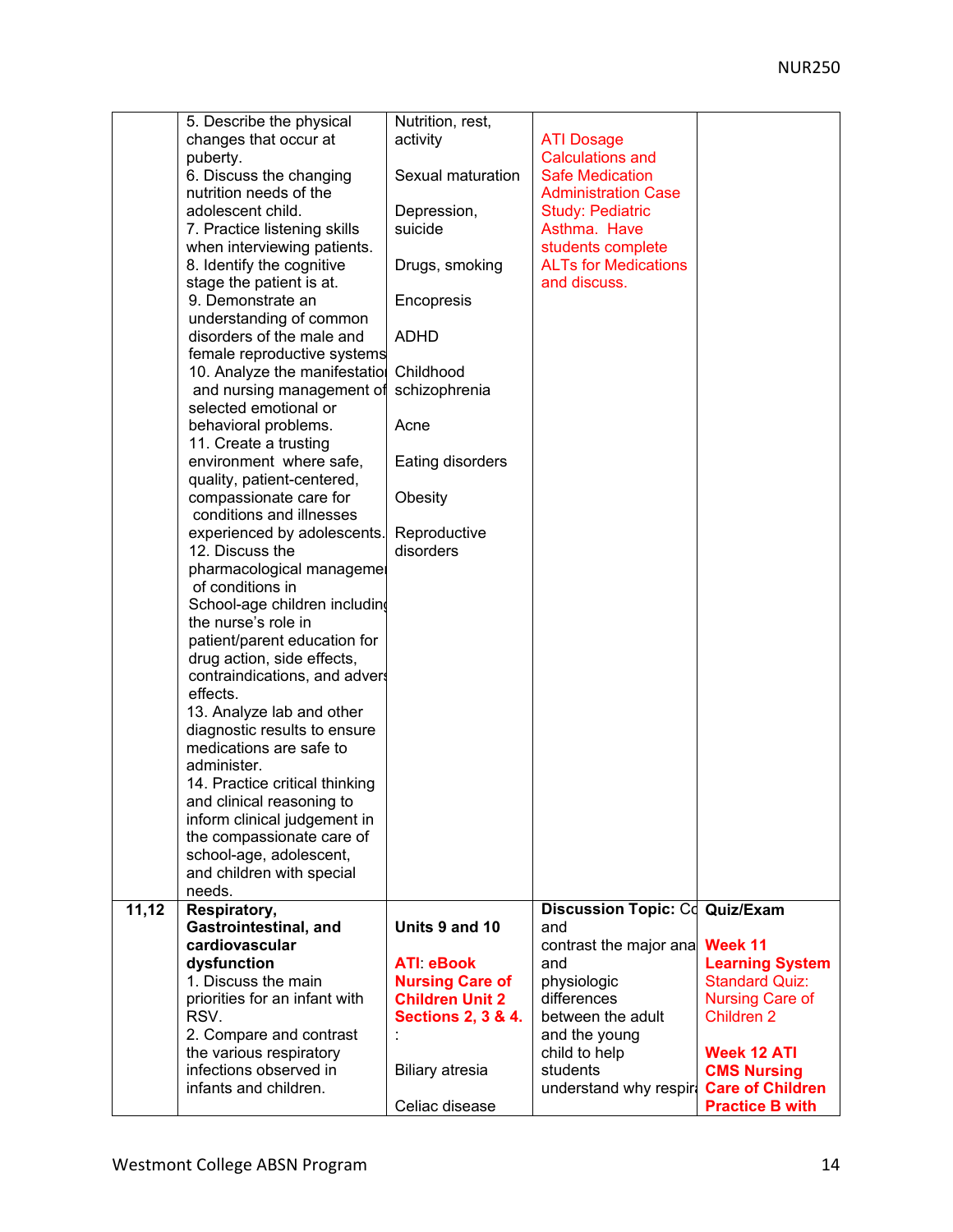| | | | | |
|---|---|---|---|---|
| | 5. Describe the physical changes that occur at puberty.<br>6. Discuss the changing nutrition needs of the adolescent child.<br>7. Practice listening skills when interviewing patients.<br>8. Identify the cognitive stage the patient is at.<br>9. Demonstrate an understanding of common disorders of the male and female reproductive systems<br>10. Analyze the manifestatio and nursing management of selected emotional or behavioral problems.<br>11. Create a trusting environment where safe, quality, patient-centered, compassionate care for conditions and illnesses experienced by adolescents.<br>12. Discuss the pharmacological manageme of conditions in School-age children including the nurse's role in patient/parent education for drug action, side effects, contraindications, and advers effects.<br>13. Analyze lab and other diagnostic results to ensure medications are safe to administer.<br>14. Practice critical thinking and clinical reasoning to inform clinical judgement in the compassionate care of school-age, adolescent, and children with special needs. | Nutrition, rest, activity<br><br>Sexual maturation<br><br>Depression, suicide<br><br>Drugs, smoking<br><br>Encopresis<br><br>ADHD<br><br>Childhood schizophrenia<br><br>Acne<br><br>Eating disorders<br><br>Obesity<br><br>Reproductive disorders | ATI Dosage Calculations and Safe Medication Administration Case Study: Pediatric Asthma. Have students complete ALTs for Medications and discuss. | |
| **11,12** | **Respiratory, Gastrointestinal, and cardiovascular dysfunction**<br>1. Discuss the main priorities for an infant with RSV.<br>2. Compare and contrast the various respiratory infections observed in infants and children. | **Units 9 and 10**<br><br>**ATI: eBook Nursing Care of Children Unit 2 Sections 2, 3 & 4.**<br>:<br><br>Biliary atresia<br><br>Celiac disease | **Discussion Topic:** Co and contrast the major ana and physiologic differences between the adult and the young child to help students understand why respir | **Quiz/Exam**<br><br>**Week 11 Learning System** Standard Quiz: Nursing Care of Children 2<br><br>**Week 12 ATI CMS Nursing Care of Children Practice B with** |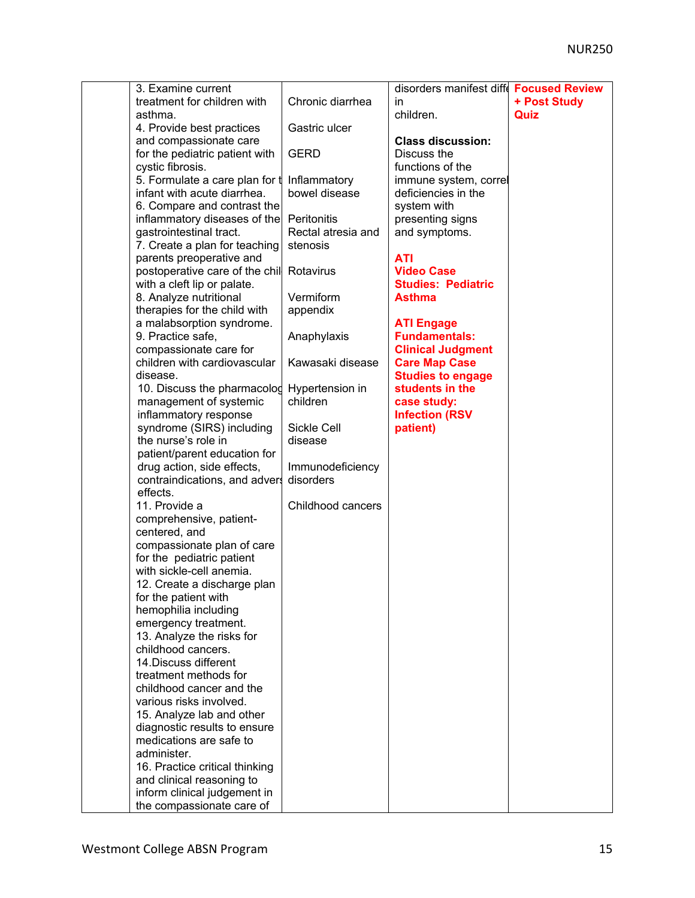| | | | | |
|---|---|---|---|---|
| | 3. Examine current treatment for children with asthma.<br>4. Provide best practices and compassionate care for the pediatric patient with cystic fibrosis.<br>5. Formulate a care plan for t infant with acute diarrhea.<br>6. Compare and contrast the inflammatory diseases of the gastrointestinal tract.<br>7. Create a plan for teaching parents preoperative and postoperative care of the chil with a cleft lip or palate.<br>8. Analyze nutritional therapies for the child with a malabsorption syndrome.<br>9. Practice safe, compassionate care for children with cardiovascular disease.<br>10. Discuss the pharmacolog management of systemic inflammatory response syndrome (SIRS) including the nurse's role in patient/parent education for drug action, side effects, contraindications, and advers effects.<br>11. Provide a comprehensive, patient-centered, and compassionate plan of care for the pediatric patient with sickle-cell anemia.<br>12. Create a discharge plan for the patient with hemophilia including emergency treatment.<br>13. Analyze the risks for childhood cancers.<br>14.Discuss different treatment methods for childhood cancer and the various risks involved.<br>15. Analyze lab and other diagnostic results to ensure medications are safe to administer.<br>16. Practice critical thinking and clinical reasoning to inform clinical judgement in the compassionate care of | Chronic diarrhea<br><br>Gastric ulcer<br><br>GERD<br><br>Inflammatory bowel disease<br><br>Peritonitis<br>Rectal atresia and stenosis<br><br>Rotavirus<br><br>Vermiform appendix<br><br>Anaphylaxis<br><br>Kawasaki disease<br><br>Hypertension in children<br><br>Sickle Cell disease<br><br>Immunodeficiency disorders<br><br>Childhood cancers | disorders manifest diffe in children.<br><br>**Class discussion:** Discuss the functions of the immune system, correl deficiencies in the system with presenting signs and symptoms.<br><br>**ATI Video Case Studies: Pediatric Asthma**<br><br>**ATI Engage Fundamentals: Clinical Judgment Care Map Case Studies to engage students in the case study: Infection (RSV patient)** | **Focused Review + Post Study Quiz** |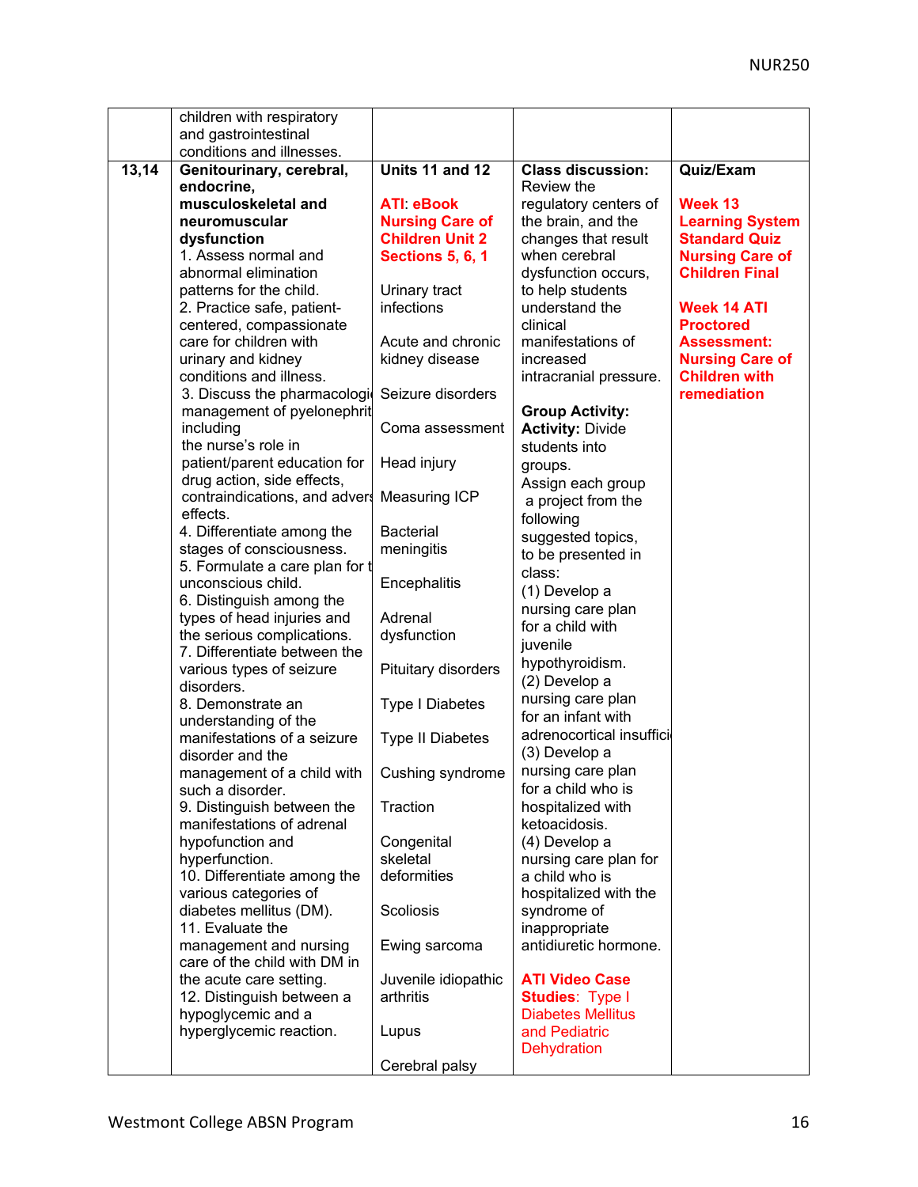| | | | | |
|---|---|---|---|---|
| | children with respiratory and gastrointestinal conditions and illnesses. | | | |
| **13,14** | **Genitourinary, cerebral, endocrine, musculoskeletal and neuromuscular dysfunction**<br>1. Assess normal and abnormal elimination patterns for the child.<br>2. Practice safe, patient-centered, compassionate care for children with urinary and kidney conditions and illness.<br>3. Discuss the pharmacologi management of pyelonephrit including the nurse's role in patient/parent education for drug action, side effects, contraindications, and advers effects.<br>4. Differentiate among the stages of consciousness.<br>5. Formulate a care plan for t unconscious child.<br>6. Distinguish among the types of head injuries and the serious complications.<br>7. Differentiate between the various types of seizure disorders.<br>8. Demonstrate an understanding of the manifestations of a seizure disorder and the management of a child with such a disorder.<br>9. Distinguish between the manifestations of adrenal hypofunction and hyperfunction.<br>10. Differentiate among the various categories of diabetes mellitus (DM).<br>11. Evaluate the management and nursing care of the child with DM in the acute care setting.<br>12. Distinguish between a hypoglycemic and a hyperglycemic reaction. | **Units 11 and 12**<br><br>**ATI: eBook Nursing Care of Children Unit 2 Sections 5, 6, 1**<br><br>Urinary tract infections<br><br>Acute and chronic kidney disease<br><br>Seizure disorders<br><br>Coma assessment<br><br>Head injury<br><br>Measuring ICP<br><br>Bacterial meningitis<br><br>Encephalitis<br><br>Adrenal dysfunction<br><br>Pituitary disorders<br><br>Type I Diabetes<br><br>Type II Diabetes<br><br>Cushing syndrome<br><br>Traction<br><br>Congenital skeletal deformities<br><br>Scoliosis<br><br>Ewing sarcoma<br><br>Juvenile idiopathic arthritis<br><br>Lupus<br><br>Cerebral palsy | **Class discussion:** Review the regulatory centers of the brain, and the changes that result when cerebral dysfunction occurs, to help students understand the clinical manifestations of increased intracranial pressure.<br><br>**Group Activity: Activity:** Divide students into groups. Assign each group a project from the following suggested topics, to be presented in class:<br>(1) Develop a nursing care plan for a child with juvenile hypothyroidism.<br>(2) Develop a nursing care plan for an infant with adrenocortical insuffici<br>(3) Develop a nursing care plan for a child who is hospitalized with ketoacidosis.<br>(4) Develop a nursing care plan for a child who is hospitalized with the syndrome of inappropriate antidiuretic hormone.<br><br>**ATI Video Case Studies**: Type I Diabetes Mellitus and Pediatric Dehydration | **Quiz/Exam**<br><br>**Week 13 Learning System Standard Quiz Nursing Care of Children Final**<br><br>**Week 14 ATI Proctored Assessment: Nursing Care of Children with remediation** |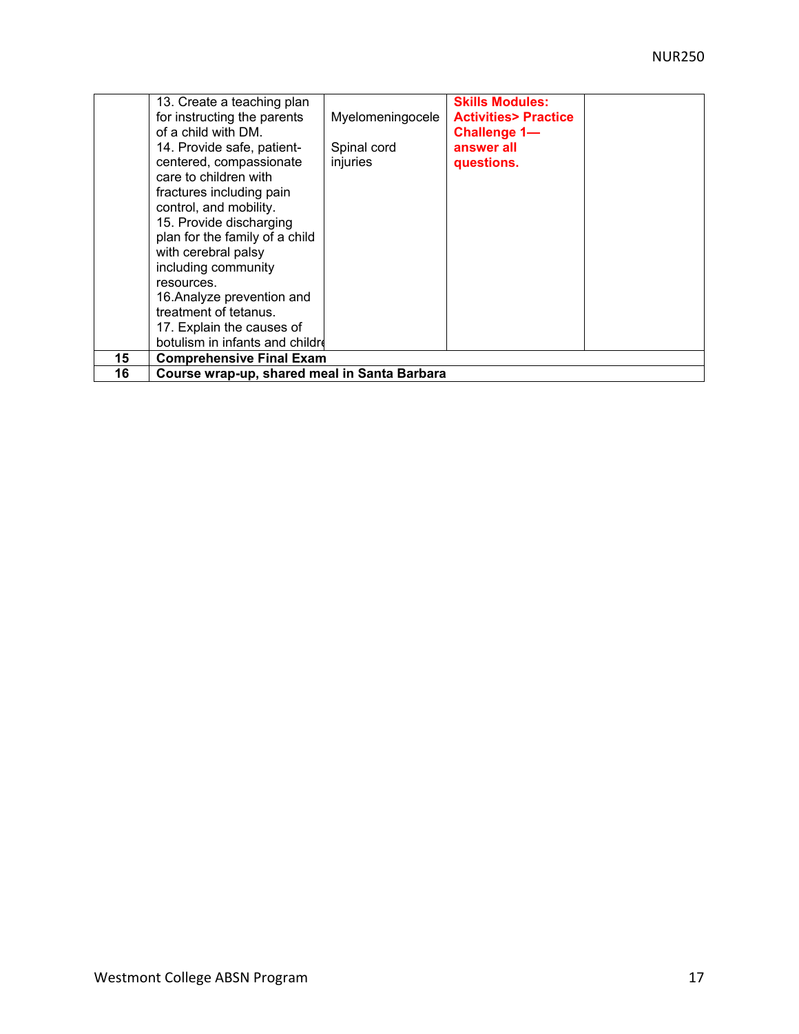| | | | | |
|---|---|---|---|---|
| | 13. Create a teaching plan for instructing the parents of a child with DM.<br>14. Provide safe, patient-centered, compassionate care to children with fractures including pain control, and mobility.<br>15. Provide discharging plan for the family of a child with cerebral palsy including community resources.<br>16.Analyze prevention and treatment of tetanus.<br>17. Explain the causes of botulism in infants and childre | Myelomeningocele<br><br>Spinal cord injuries | **Skills Modules: Activities> Practice Challenge 1— answer all questions.** | |
| **15** | **Comprehensive Final Exam** | | | |
| **16** | **Course wrap-up, shared meal in Santa Barbara** | | | |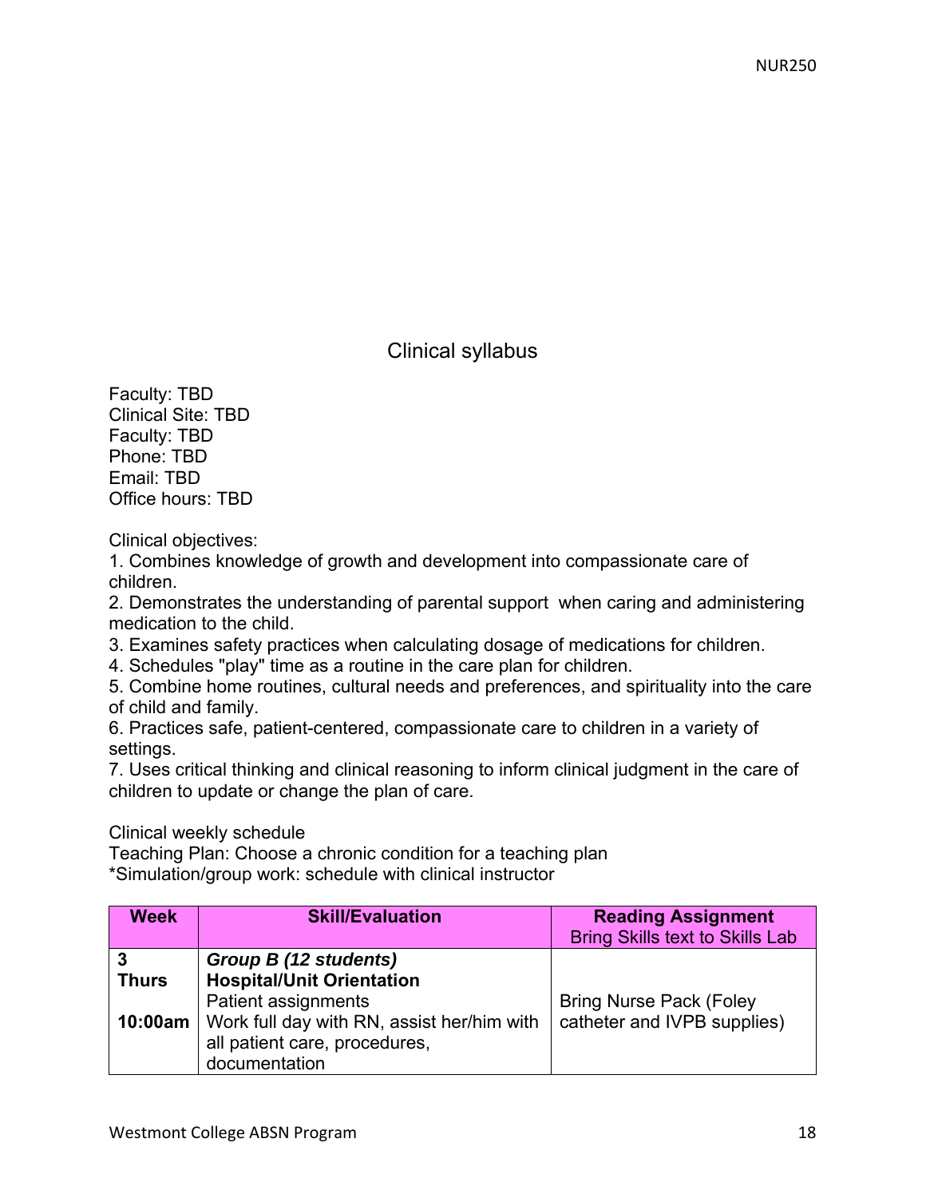## Clinical syllabus

Faculty: TBD
Clinical Site: TBD
Faculty: TBD
Phone: TBD
Email: TBD
Office hours: TBD

Clinical objectives:

1. Combines knowledge of growth and development into compassionate care of children.
2. Demonstrates the understanding of parental support when caring and administering medication to the child.
3. Examines safety practices when calculating dosage of medications for children.
4. Schedules "play" time as a routine in the care plan for children.
5. Combine home routines, cultural needs and preferences, and spirituality into the care of child and family.
6. Practices safe, patient-centered, compassionate care to children in a variety of settings.
7. Uses critical thinking and clinical reasoning to inform clinical judgment in the care of children to update or change the plan of care.

Clinical weekly schedule
Teaching Plan: Choose a chronic condition for a teaching plan
*Simulation/group work: schedule with clinical instructor

| Week | Skill/Evaluation | Reading Assignment<br>Bring Skills text to Skills Lab |
|---|---|---|
| 3<br>**Thurs**<br>**10:00am** | ***Group B (12 students)***<br>**Hospital/Unit Orientation**<br>Patient assignments<br>Work full day with RN, assist her/him with all patient care, procedures, documentation | Bring Nurse Pack (Foley catheter and IVPB supplies) |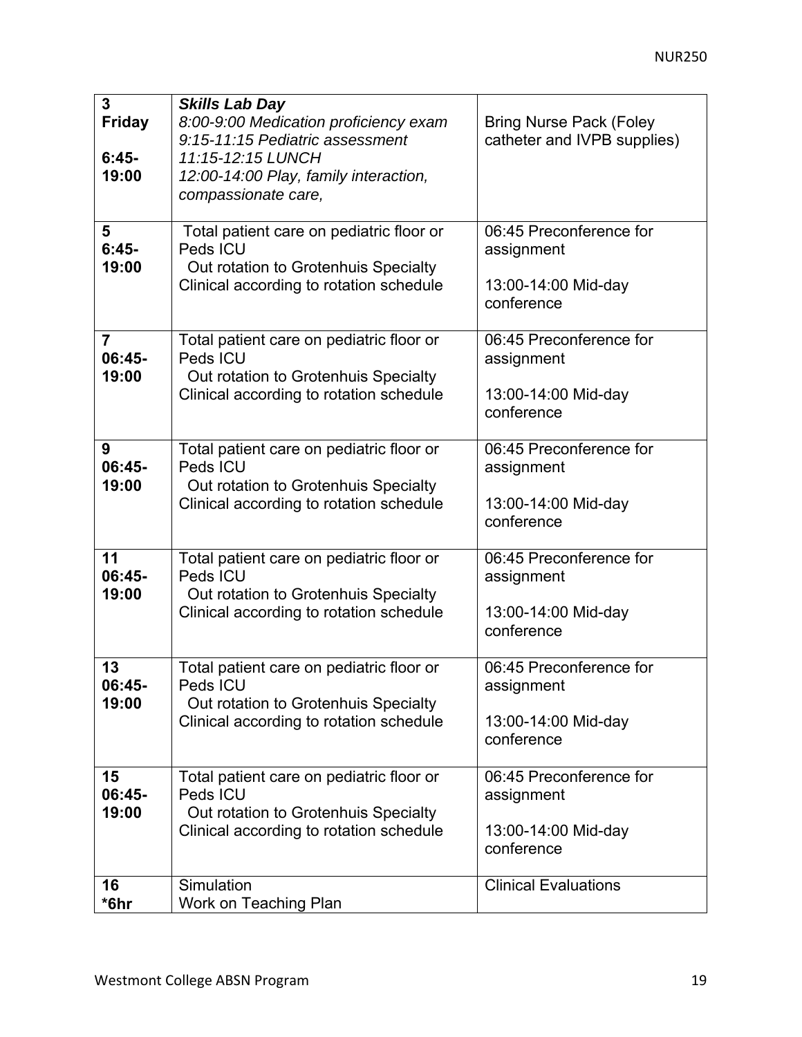| 3 **Friday** **6:45-19:00** | ***Skills Lab Day*** *8:00-9:00 Medication proficiency exam* *9:15-11:15 Pediatric assessment* *11:15-12:15 LUNCH* *12:00-14:00 Play, family interaction, compassionate care,* | Bring Nurse Pack (Foley catheter and IVPB supplies) |
|---|---|---|
| **5** **6:45-19:00** | Total patient care on pediatric floor or Peds ICU Out rotation to Grotenhuis Specialty Clinical according to rotation schedule | 06:45 Preconference for assignment 13:00-14:00 Mid-day conference |
| **7** **06:45-19:00** | Total patient care on pediatric floor or Peds ICU Out rotation to Grotenhuis Specialty Clinical according to rotation schedule | 06:45 Preconference for assignment 13:00-14:00 Mid-day conference |
| **9** **06:45-19:00** | Total patient care on pediatric floor or Peds ICU Out rotation to Grotenhuis Specialty Clinical according to rotation schedule | 06:45 Preconference for assignment 13:00-14:00 Mid-day conference |
| **11** **06:45-19:00** | Total patient care on pediatric floor or Peds ICU Out rotation to Grotenhuis Specialty Clinical according to rotation schedule | 06:45 Preconference for assignment 13:00-14:00 Mid-day conference |
| **13** **06:45-19:00** | Total patient care on pediatric floor or Peds ICU Out rotation to Grotenhuis Specialty Clinical according to rotation schedule | 06:45 Preconference for assignment 13:00-14:00 Mid-day conference |
| **15** **06:45-19:00** | Total patient care on pediatric floor or Peds ICU Out rotation to Grotenhuis Specialty Clinical according to rotation schedule | 06:45 Preconference for assignment 13:00-14:00 Mid-day conference |
| **16** **\*6hr** | Simulation Work on Teaching Plan | Clinical Evaluations |